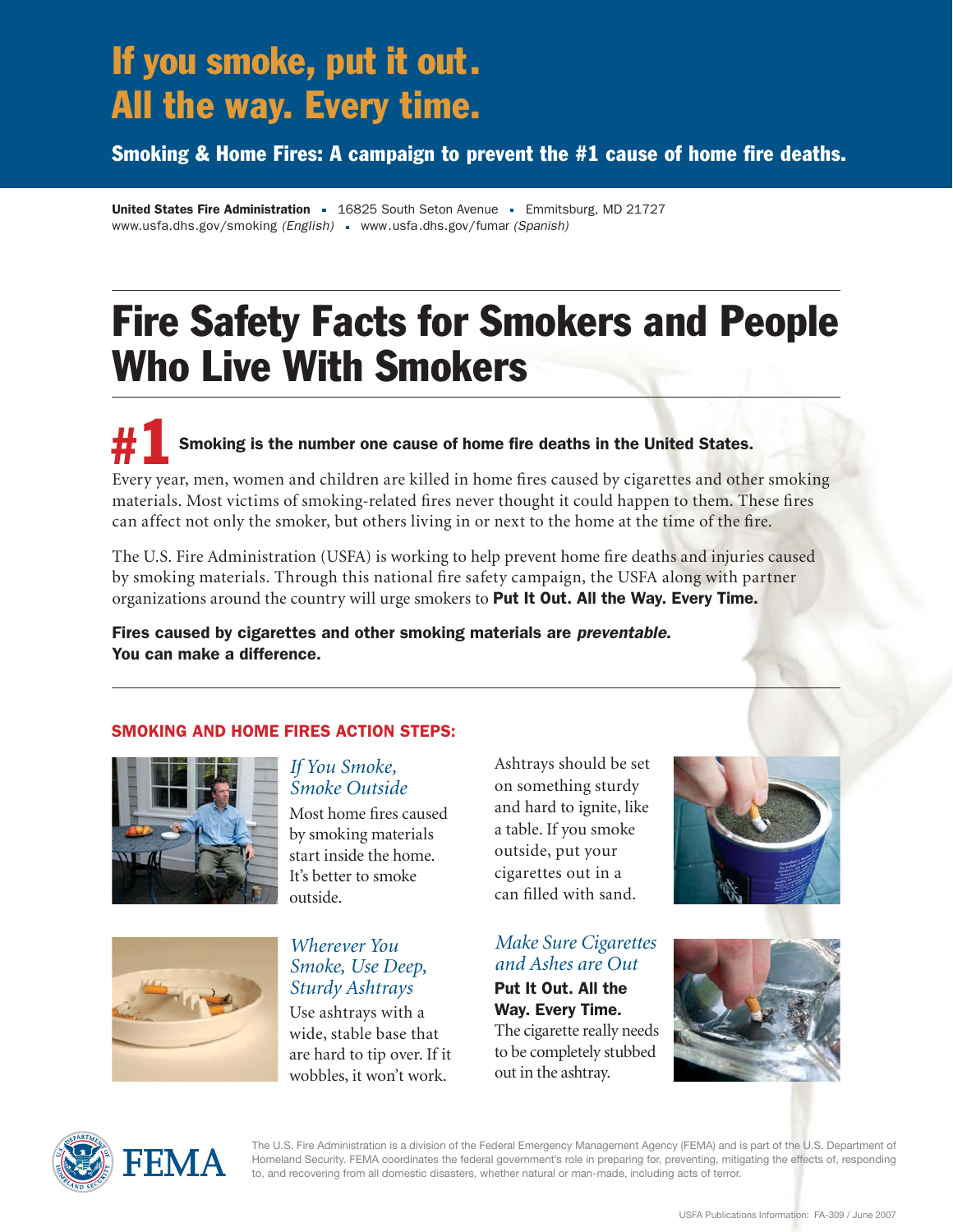# If you smoke, put it out. All the way. Every time.

**Smoking & Home Fires: A campaign to prevent the #1 cause of home fire deaths.**

**United States Fire Administration** ▪ 16825 South Seton Avenue ▪ Emmitsburg, MD 21727
www.usfa.dhs.gov/smoking *(English)* ▪ www.usfa.dhs.gov/fumar *(Spanish)*

# Fire Safety Facts for Smokers and People Who Live With Smokers

**#1 Smoking is the number one cause of home fire deaths in the United States.**

Every year, men, women and children are killed in home fires caused by cigarettes and other smoking materials. Most victims of smoking-related fires never thought it could happen to them. These fires can affect not only the smoker, but others living in or next to the home at the time of the fire.

The U.S. Fire Administration (USFA) is working to help prevent home fire deaths and injuries caused by smoking materials. Through this national fire safety campaign, the USFA along with partner organizations around the country will urge smokers to **Put It Out. All the Way. Every Time.**

**Fires caused by cigarettes and other smoking materials are *preventable*. You can make a difference.**

## SMOKING AND HOME FIRES ACTION STEPS:

### *If You Smoke, Smoke Outside*

Most home fires caused by smoking materials start inside the home. It's better to smoke outside.

Ashtrays should be set on something sturdy and hard to ignite, like a table. If you smoke outside, put your cigarettes out in a can filled with sand.

### *Wherever You Smoke, Use Deep, Sturdy Ashtrays*

Use ashtrays with a wide, stable base that are hard to tip over. If it wobbles, it won't work.

### *Make Sure Cigarettes and Ashes are Out*

**Put It Out. All the Way. Every Time.**
The cigarette really needs to be completely stubbed out in the ashtray.

The U.S. Fire Administration is a division of the Federal Emergency Management Agency (FEMA) and is part of the U.S. Department of Homeland Security. FEMA coordinates the federal government's role in preparing for, preventing, mitigating the effects of, responding to, and recovering from all domestic disasters, whether natural or man-made, including acts of terror.

USFA Publications Information: FA-309 / June 2007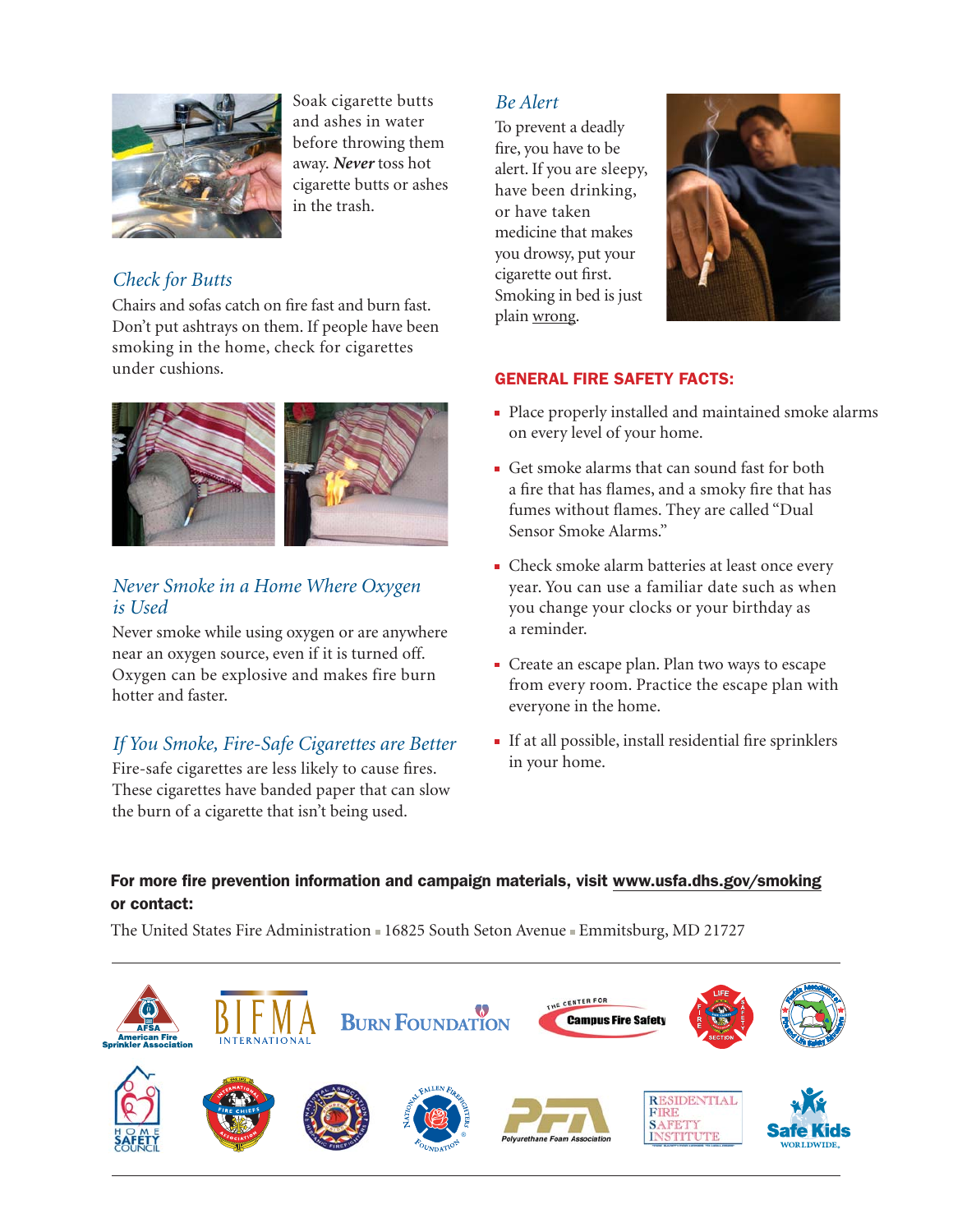Soak cigarette butts and ashes in water before throwing them away. ***Never*** toss hot cigarette butts or ashes in the trash.

## *Check for Butts*

Chairs and sofas catch on fire fast and burn fast. Don't put ashtrays on them. If people have been smoking in the home, check for cigarettes under cushions.

## *Never Smoke in a Home Where Oxygen is Used*

Never smoke while using oxygen or are anywhere near an oxygen source, even if it is turned off. Oxygen can be explosive and makes fire burn hotter and faster.

## *If You Smoke, Fire-Safe Cigarettes are Better*

Fire-safe cigarettes are less likely to cause fires. These cigarettes have banded paper that can slow the burn of a cigarette that isn't being used.

## *Be Alert*

To prevent a deadly fire, you have to be alert. If you are sleepy, have been drinking, or have taken medicine that makes you drowsy, put your cigarette out first. Smoking in bed is just plain wrong.

## GENERAL FIRE SAFETY FACTS:

- Place properly installed and maintained smoke alarms on every level of your home.
- Get smoke alarms that can sound fast for both a fire that has flames, and a smoky fire that has fumes without flames. They are called "Dual Sensor Smoke Alarms."
- Check smoke alarm batteries at least once every year. You can use a familiar date such as when you change your clocks or your birthday as a reminder.
- Create an escape plan. Plan two ways to escape from every room. Practice the escape plan with everyone in the home.
- If at all possible, install residential fire sprinklers in your home.

**For more fire prevention information and campaign materials, visit www.usfa.dhs.gov/smoking or contact:**

The United States Fire Administration ▪ 16825 South Seton Avenue ▪ Emmitsburg, MD 21727

AFSA American Fire Sprinkler Association · BIFMA International · Burn Foundation · The Center for Campus Fire Safety · Life Fire Safety Section · Home Safety Council · International Association of Fire Chiefs · National Fallen Firefighters Foundation · PFA Polyurethane Foam Association · Residential Fire Safety Institute · Safe Kids Worldwide